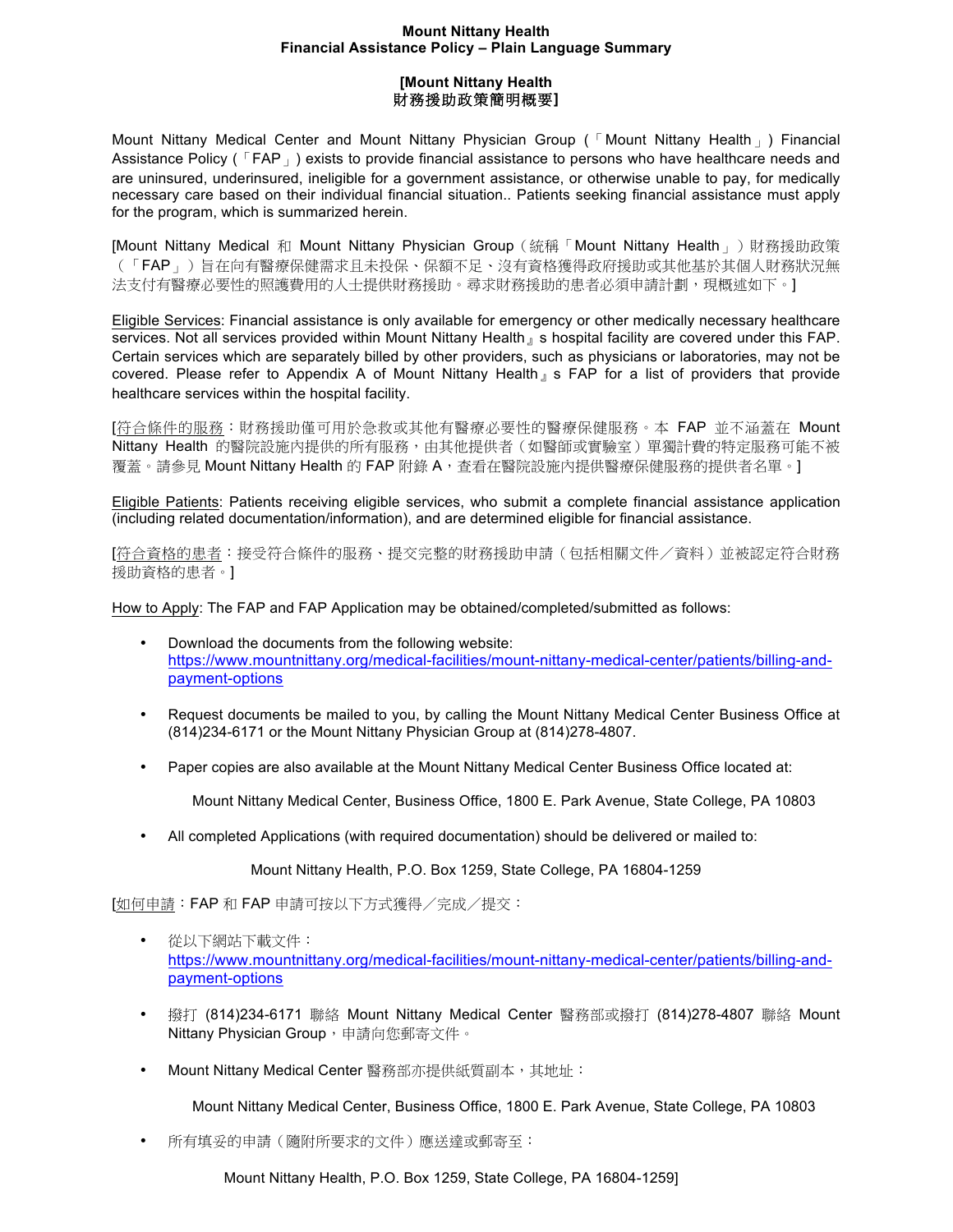**Mount Nittany Health**
**Financial Assistance Policy – Plain Language Summary**

**[Mount Nittany Health**
**財務援助政策簡明概要]**

Mount Nittany Medical Center and Mount Nittany Physician Group (「Mount Nittany Health」) Financial Assistance Policy (「FAP」) exists to provide financial assistance to persons who have healthcare needs and are uninsured, underinsured, ineligible for a government assistance, or otherwise unable to pay, for medically necessary care based on their individual financial situation.. Patients seeking financial assistance must apply for the program, which is summarized herein.

[Mount Nittany Medical 和 Mount Nittany Physician Group（統稱「Mount Nittany Health」）財務援助政策（「FAP」）旨在向有醫療保健需求且未投保、保額不足、沒有資格獲得政府援助或其他基於其個人財務狀況無法支付有醫療必要性的照護費用的人士提供財務援助。尋求財務援助的患者必須申請計劃，現概述如下。]

Eligible Services: Financial assistance is only available for emergency or other medically necessary healthcare services. Not all services provided within Mount Nittany Health』s hospital facility are covered under this FAP. Certain services which are separately billed by other providers, such as physicians or laboratories, may not be covered. Please refer to Appendix A of Mount Nittany Health』s FAP for a list of providers that provide healthcare services within the hospital facility.

[符合條件的服務：財務援助僅可用於急救或其他有醫療必要性的醫療保健服務。本 FAP 並不涵蓋在 Mount Nittany Health 的醫院設施內提供的所有服務，由其他提供者（如醫師或實驗室）單獨計費的特定服務可能不被覆蓋。請參見 Mount Nittany Health 的 FAP 附錄 A，查看在醫院設施內提供醫療保健服務的提供者名單。]

Eligible Patients: Patients receiving eligible services, who submit a complete financial assistance application (including related documentation/information), and are determined eligible for financial assistance.

[符合資格的患者：接受符合條件的服務、提交完整的財務援助申請（包括相關文件／資料）並被認定符合財務援助資格的患者。]

How to Apply: The FAP and FAP Application may be obtained/completed/submitted as follows:

- Download the documents from the following website: https://www.mountnittany.org/medical-facilities/mount-nittany-medical-center/patients/billing-and-payment-options
- Request documents be mailed to you, by calling the Mount Nittany Medical Center Business Office at (814)234-6171 or the Mount Nittany Physician Group at (814)278-4807.
- Paper copies are also available at the Mount Nittany Medical Center Business Office located at:

  Mount Nittany Medical Center, Business Office, 1800 E. Park Avenue, State College, PA 10803

- All completed Applications (with required documentation) should be delivered or mailed to:

  Mount Nittany Health, P.O. Box 1259, State College, PA 16804-1259

[如何申請：FAP 和 FAP 申請可按以下方式獲得／完成／提交：

- 從以下網站下載文件：https://www.mountnittany.org/medical-facilities/mount-nittany-medical-center/patients/billing-and-payment-options
- 撥打 (814)234-6171 聯絡 Mount Nittany Medical Center 醫務部或撥打 (814)278-4807 聯絡 Mount Nittany Physician Group，申請向您郵寄文件。
- Mount Nittany Medical Center 醫務部亦提供紙質副本，其地址：

  Mount Nittany Medical Center, Business Office, 1800 E. Park Avenue, State College, PA 10803

- 所有填妥的申請（隨附所要求的文件）應送達或郵寄至：

  Mount Nittany Health, P.O. Box 1259, State College, PA 16804-1259]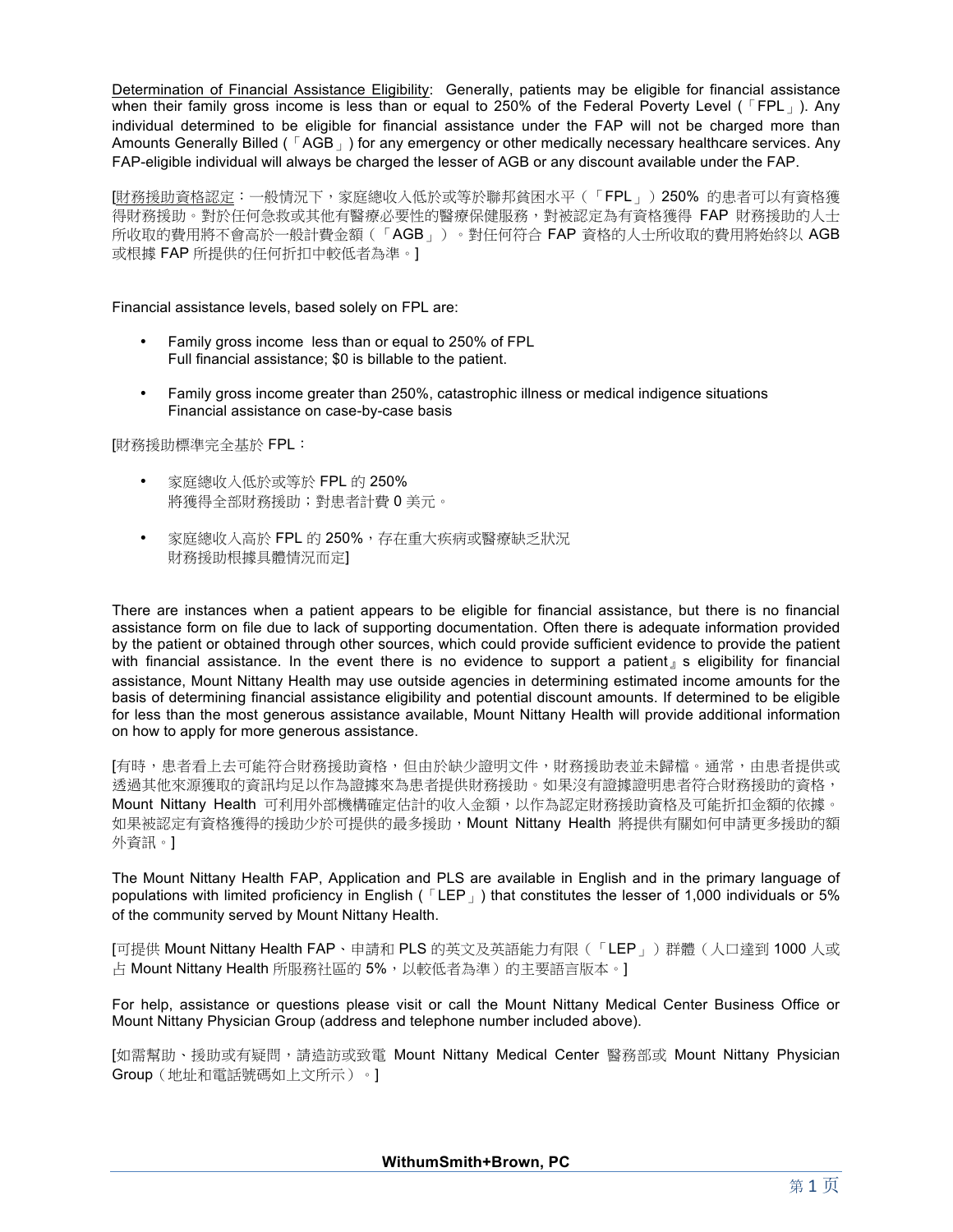Determination of Financial Assistance Eligibility: Generally, patients may be eligible for financial assistance when their family gross income is less than or equal to 250% of the Federal Poverty Level (「FPL」). Any individual determined to be eligible for financial assistance under the FAP will not be charged more than Amounts Generally Billed (「AGB」) for any emergency or other medically necessary healthcare services. Any FAP-eligible individual will always be charged the lesser of AGB or any discount available under the FAP.

[財務援助資格認定：一般情況下，家庭總收入低於或等於聯邦貧困水平（「FPL」）250% 的患者可以有資格獲得財務援助。對於任何急救或其他有醫療必要性的醫療保健服務，對被認定為有資格獲得 FAP 財務援助的人士所收取的費用將不會高於一般計費金額（「AGB」）。對任何符合 FAP 資格的人士所收取的費用將始終以 AGB 或根據 FAP 所提供的任何折扣中較低者為準。]

Financial assistance levels, based solely on FPL are:

- Family gross income less than or equal to 250% of FPL
  Full financial assistance; $0 is billable to the patient.

- Family gross income greater than 250%, catastrophic illness or medical indigence situations
  Financial assistance on case-by-case basis

[財務援助標準完全基於 FPL：

- 家庭總收入低於或等於 FPL 的 250%
  將獲得全部財務援助；對患者計費 0 美元。

- 家庭總收入高於 FPL 的 250%，存在重大疾病或醫療缺乏狀況
  財務援助根據具體情況而定]

There are instances when a patient appears to be eligible for financial assistance, but there is no financial assistance form on file due to lack of supporting documentation. Often there is adequate information provided by the patient or obtained through other sources, which could provide sufficient evidence to provide the patient with financial assistance. In the event there is no evidence to support a patient』s eligibility for financial assistance, Mount Nittany Health may use outside agencies in determining estimated income amounts for the basis of determining financial assistance eligibility and potential discount amounts. If determined to be eligible for less than the most generous assistance available, Mount Nittany Health will provide additional information on how to apply for more generous assistance.

[有時，患者看上去可能符合財務援助資格，但由於缺少證明文件，財務援助表並未歸檔。通常，由患者提供或透過其他來源獲取的資訊均足以作為證據來為患者提供財務援助。如果沒有證據證明患者符合財務援助的資格，Mount Nittany Health 可利用外部機構確定估計的收入金額，以作為認定財務援助資格及可能折扣金額的依據。如果被認定有資格獲得的援助少於可提供的最多援助，Mount Nittany Health 將提供有關如何申請更多援助的額外資訊。]

The Mount Nittany Health FAP, Application and PLS are available in English and in the primary language of populations with limited proficiency in English (「LEP」) that constitutes the lesser of 1,000 individuals or 5% of the community served by Mount Nittany Health.

[可提供 Mount Nittany Health FAP、申請和 PLS 的英文及英語能力有限（「LEP」）群體（人口達到 1000 人或占 Mount Nittany Health 所服務社區的 5%，以較低者為準）的主要語言版本。]

For help, assistance or questions please visit or call the Mount Nittany Medical Center Business Office or Mount Nittany Physician Group (address and telephone number included above).

[如需幫助、援助或有疑問，請造訪或致電 Mount Nittany Medical Center 醫務部或 Mount Nittany Physician Group（地址和電話號碼如上文所示）。]

**WithumSmith+Brown, PC**